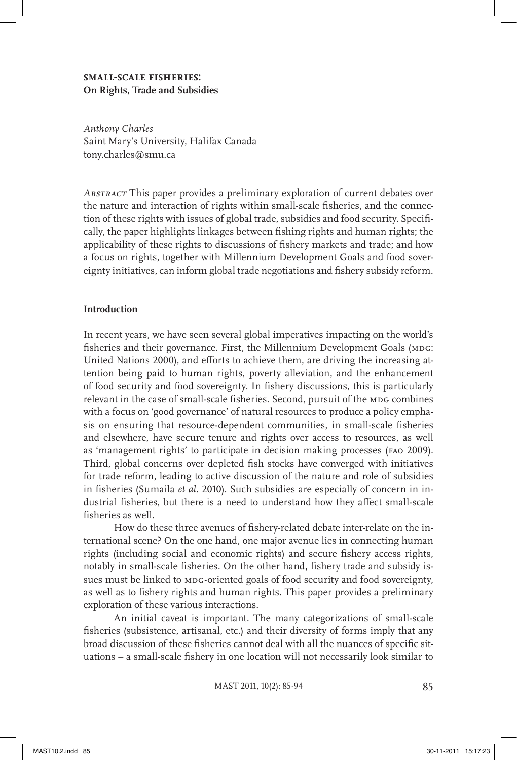**SMALL-SCALE FISHERIES:**
**On Rights, Trade and Subsidies**

*Anthony Charles*
Saint Mary's University, Halifax Canada
tony.charles@smu.ca

*ABSTRACT* This paper provides a preliminary exploration of current debates over the nature and interaction of rights within small-scale fisheries, and the connection of these rights with issues of global trade, subsidies and food security. Specifically, the paper highlights linkages between fishing rights and human rights; the applicability of these rights to discussions of fishery markets and trade; and how a focus on rights, together with Millennium Development Goals and food sovereignty initiatives, can inform global trade negotiations and fishery subsidy reform.

## Introduction

In recent years, we have seen several global imperatives impacting on the world's fisheries and their governance. First, the Millennium Development Goals (MDG: United Nations 2000), and efforts to achieve them, are driving the increasing attention being paid to human rights, poverty alleviation, and the enhancement of food security and food sovereignty. In fishery discussions, this is particularly relevant in the case of small-scale fisheries. Second, pursuit of the MDG combines with a focus on 'good governance' of natural resources to produce a policy emphasis on ensuring that resource-dependent communities, in small-scale fisheries and elsewhere, have secure tenure and rights over access to resources, as well as 'management rights' to participate in decision making processes (FAO 2009). Third, global concerns over depleted fish stocks have converged with initiatives for trade reform, leading to active discussion of the nature and role of subsidies in fisheries (Sumaila *et al*. 2010). Such subsidies are especially of concern in industrial fisheries, but there is a need to understand how they affect small-scale fisheries as well.

How do these three avenues of fishery-related debate inter-relate on the international scene? On the one hand, one major avenue lies in connecting human rights (including social and economic rights) and secure fishery access rights, notably in small-scale fisheries. On the other hand, fishery trade and subsidy issues must be linked to MDG-oriented goals of food security and food sovereignty, as well as to fishery rights and human rights. This paper provides a preliminary exploration of these various interactions.

An initial caveat is important. The many categorizations of small-scale fisheries (subsistence, artisanal, etc.) and their diversity of forms imply that any broad discussion of these fisheries cannot deal with all the nuances of specific situations – a small-scale fishery in one location will not necessarily look similar to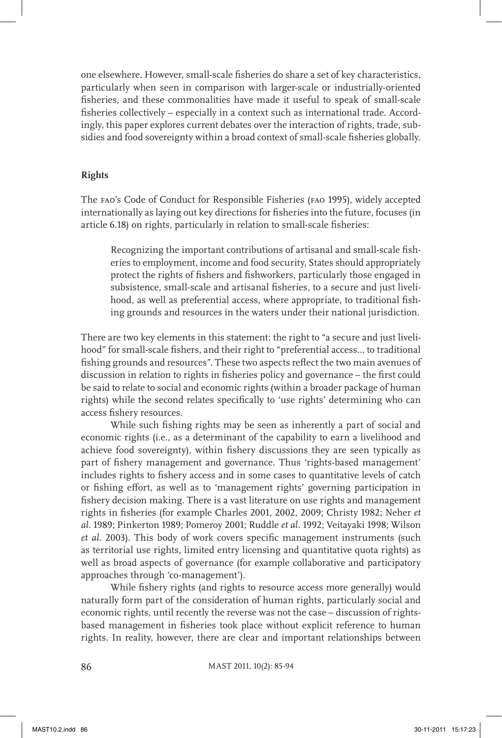one elsewhere. However, small-scale fisheries do share a set of key characteristics, particularly when seen in comparison with larger-scale or industrially-oriented fisheries, and these commonalities have made it useful to speak of small-scale fisheries collectively – especially in a context such as international trade. Accordingly, this paper explores current debates over the interaction of rights, trade, subsidies and food sovereignty within a broad context of small-scale fisheries globally.

## Rights

The FAO's Code of Conduct for Responsible Fisheries (FAO 1995), widely accepted internationally as laying out key directions for fisheries into the future, focuses (in article 6.18) on rights, particularly in relation to small-scale fisheries:

> Recognizing the important contributions of artisanal and small-scale fisheries to employment, income and food security, States should appropriately protect the rights of fishers and fishworkers, particularly those engaged in subsistence, small-scale and artisanal fisheries, to a secure and just livelihood, as well as preferential access, where appropriate, to traditional fishing grounds and resources in the waters under their national jurisdiction.

There are two key elements in this statement: the right to "a secure and just livelihood" for small-scale fishers, and their right to "preferential access... to traditional fishing grounds and resources". These two aspects reflect the two main avenues of discussion in relation to rights in fisheries policy and governance – the first could be said to relate to social and economic rights (within a broader package of human rights) while the second relates specifically to 'use rights' determining who can access fishery resources.

While such fishing rights may be seen as inherently a part of social and economic rights (i.e., as a determinant of the capability to earn a livelihood and achieve food sovereignty), within fishery discussions they are seen typically as part of fishery management and governance. Thus 'rights-based management' includes rights to fishery access and in some cases to quantitative levels of catch or fishing effort, as well as to 'management rights' governing participation in fishery decision making. There is a vast literature on use rights and management rights in fisheries (for example Charles 2001, 2002, 2009; Christy 1982; Neher *et al*. 1989; Pinkerton 1989; Pomeroy 2001; Ruddle *et al*. 1992; Veitayaki 1998; Wilson *et al*. 2003). This body of work covers specific management instruments (such as territorial use rights, limited entry licensing and quantitative quota rights) as well as broad aspects of governance (for example collaborative and participatory approaches through 'co-management').

While fishery rights (and rights to resource access more generally) would naturally form part of the consideration of human rights, particularly social and economic rights, until recently the reverse was not the case – discussion of rights-based management in fisheries took place without explicit reference to human rights. In reality, however, there are clear and important relationships between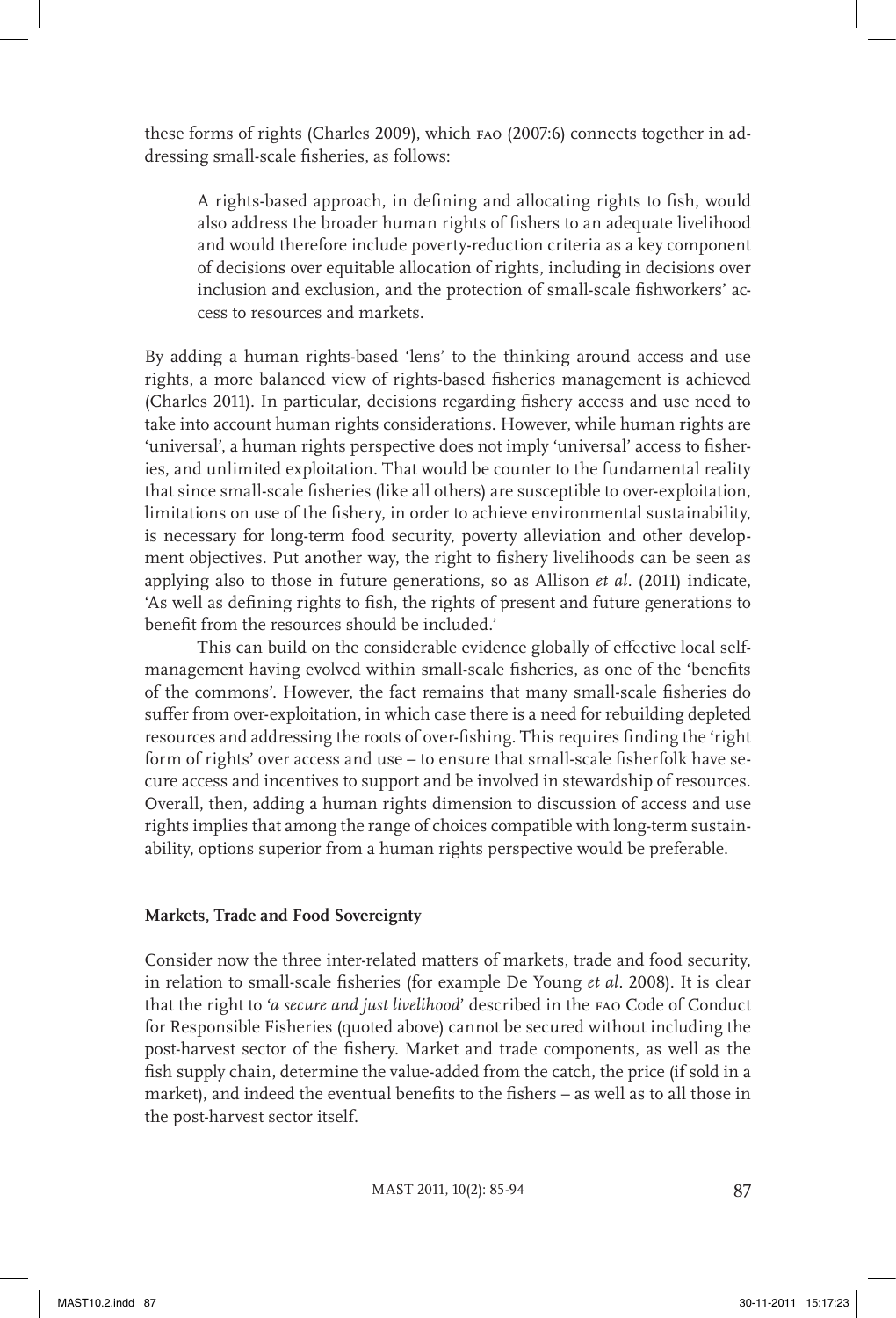these forms of rights (Charles 2009), which FAO (2007:6) connects together in addressing small-scale fisheries, as follows:

> A rights-based approach, in defining and allocating rights to fish, would also address the broader human rights of fishers to an adequate livelihood and would therefore include poverty-reduction criteria as a key component of decisions over equitable allocation of rights, including in decisions over inclusion and exclusion, and the protection of small-scale fishworkers' access to resources and markets.

By adding a human rights-based 'lens' to the thinking around access and use rights, a more balanced view of rights-based fisheries management is achieved (Charles 2011). In particular, decisions regarding fishery access and use need to take into account human rights considerations. However, while human rights are 'universal', a human rights perspective does not imply 'universal' access to fisheries, and unlimited exploitation. That would be counter to the fundamental reality that since small-scale fisheries (like all others) are susceptible to over-exploitation, limitations on use of the fishery, in order to achieve environmental sustainability, is necessary for long-term food security, poverty alleviation and other development objectives. Put another way, the right to fishery livelihoods can be seen as applying also to those in future generations, so as Allison *et al.* (2011) indicate, 'As well as defining rights to fish, the rights of present and future generations to benefit from the resources should be included.'

This can build on the considerable evidence globally of effective local self-management having evolved within small-scale fisheries, as one of the 'benefits of the commons'. However, the fact remains that many small-scale fisheries do suffer from over-exploitation, in which case there is a need for rebuilding depleted resources and addressing the roots of over-fishing. This requires finding the 'right form of rights' over access and use – to ensure that small-scale fisherfolk have secure access and incentives to support and be involved in stewardship of resources. Overall, then, adding a human rights dimension to discussion of access and use rights implies that among the range of choices compatible with long-term sustainability, options superior from a human rights perspective would be preferable.

### Markets, Trade and Food Sovereignty

Consider now the three inter-related matters of markets, trade and food security, in relation to small-scale fisheries (for example De Young *et al*. 2008). It is clear that the right to '*a secure and just livelihood*' described in the FAO Code of Conduct for Responsible Fisheries (quoted above) cannot be secured without including the post-harvest sector of the fishery. Market and trade components, as well as the fish supply chain, determine the value-added from the catch, the price (if sold in a market), and indeed the eventual benefits to the fishers – as well as to all those in the post-harvest sector itself.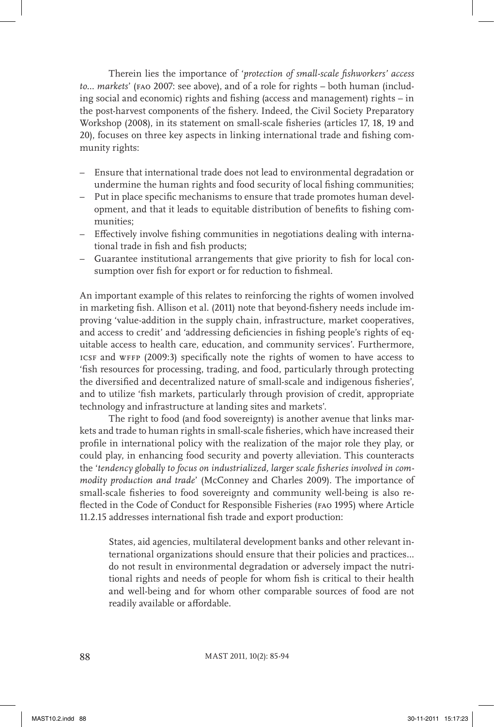Therein lies the importance of '*protection of small-scale fishworkers' access to... markets*' (FAO 2007: see above), and of a role for rights – both human (including social and economic) rights and fishing (access and management) rights – in the post-harvest components of the fishery. Indeed, the Civil Society Preparatory Workshop (2008), in its statement on small-scale fisheries (articles 17, 18, 19 and 20), focuses on three key aspects in linking international trade and fishing community rights:

- Ensure that international trade does not lead to environmental degradation or undermine the human rights and food security of local fishing communities;
- Put in place specific mechanisms to ensure that trade promotes human development, and that it leads to equitable distribution of benefits to fishing communities;
- Effectively involve fishing communities in negotiations dealing with international trade in fish and fish products;
- Guarantee institutional arrangements that give priority to fish for local consumption over fish for export or for reduction to fishmeal.

An important example of this relates to reinforcing the rights of women involved in marketing fish. Allison et al. (2011) note that beyond-fishery needs include improving 'value-addition in the supply chain, infrastructure, market cooperatives, and access to credit' and 'addressing deficiencies in fishing people's rights of equitable access to health care, education, and community services'. Furthermore, ICSF and WFFP (2009:3) specifically note the rights of women to have access to 'fish resources for processing, trading, and food, particularly through protecting the diversified and decentralized nature of small-scale and indigenous fisheries', and to utilize 'fish markets, particularly through provision of credit, appropriate technology and infrastructure at landing sites and markets'.

The right to food (and food sovereignty) is another avenue that links markets and trade to human rights in small-scale fisheries, which have increased their profile in international policy with the realization of the major role they play, or could play, in enhancing food security and poverty alleviation. This counteracts the '*tendency globally to focus on industrialized, larger scale fisheries involved in commodity production and trade*' (McConney and Charles 2009). The importance of small-scale fisheries to food sovereignty and community well-being is also reflected in the Code of Conduct for Responsible Fisheries (FAO 1995) where Article 11.2.15 addresses international fish trade and export production:

> States, aid agencies, multilateral development banks and other relevant international organizations should ensure that their policies and practices... do not result in environmental degradation or adversely impact the nutritional rights and needs of people for whom fish is critical to their health and well-being and for whom other comparable sources of food are not readily available or affordable.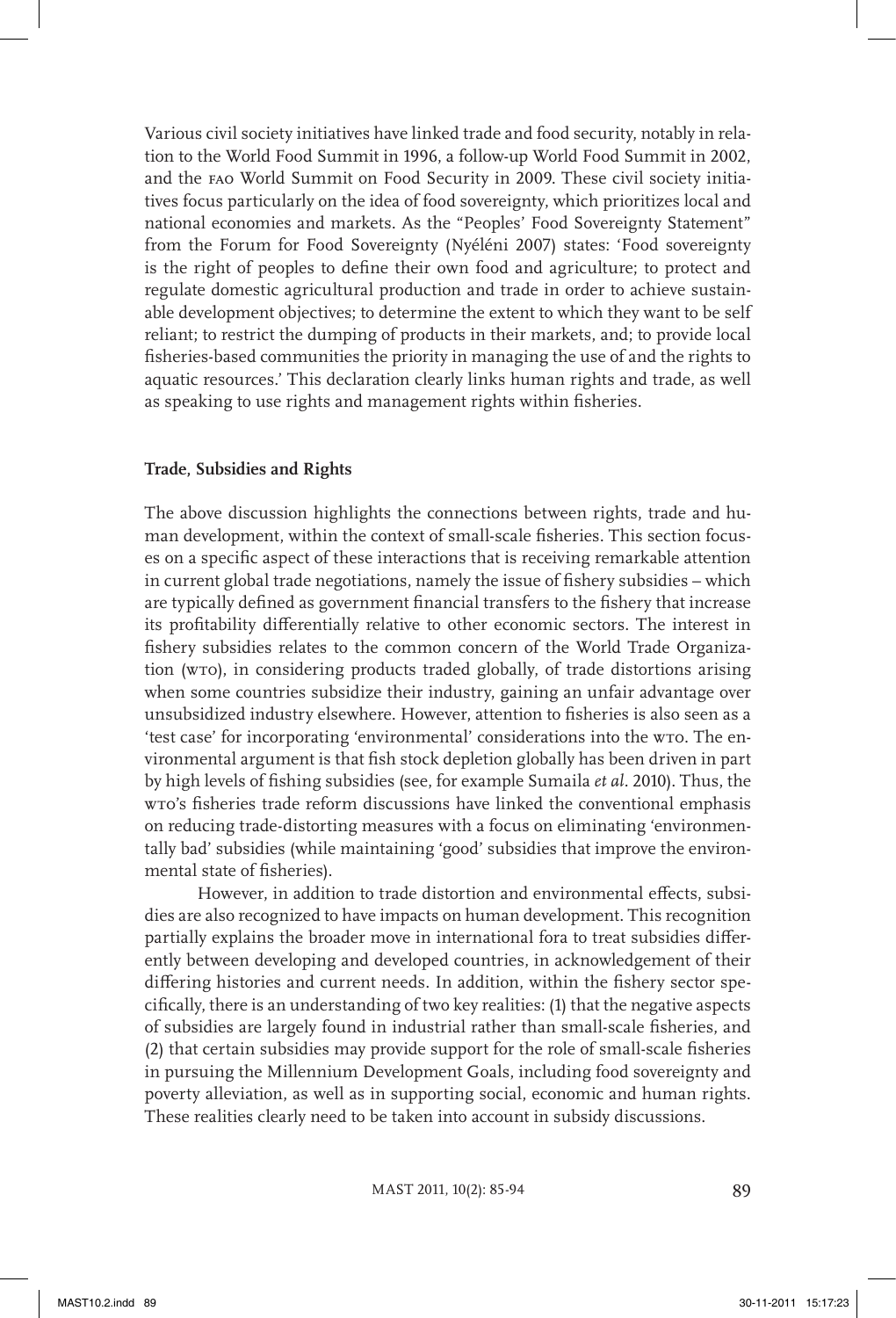Various civil society initiatives have linked trade and food security, notably in relation to the World Food Summit in 1996, a follow-up World Food Summit in 2002, and the FAO World Summit on Food Security in 2009. These civil society initiatives focus particularly on the idea of food sovereignty, which prioritizes local and national economies and markets. As the "Peoples' Food Sovereignty Statement" from the Forum for Food Sovereignty (Nyéléni 2007) states: 'Food sovereignty is the right of peoples to define their own food and agriculture; to protect and regulate domestic agricultural production and trade in order to achieve sustainable development objectives; to determine the extent to which they want to be self reliant; to restrict the dumping of products in their markets, and; to provide local fisheries-based communities the priority in managing the use of and the rights to aquatic resources.' This declaration clearly links human rights and trade, as well as speaking to use rights and management rights within fisheries.

**Trade, Subsidies and Rights**

The above discussion highlights the connections between rights, trade and human development, within the context of small-scale fisheries. This section focuses on a specific aspect of these interactions that is receiving remarkable attention in current global trade negotiations, namely the issue of fishery subsidies – which are typically defined as government financial transfers to the fishery that increase its profitability differentially relative to other economic sectors. The interest in fishery subsidies relates to the common concern of the World Trade Organization (WTO), in considering products traded globally, of trade distortions arising when some countries subsidize their industry, gaining an unfair advantage over unsubsidized industry elsewhere. However, attention to fisheries is also seen as a 'test case' for incorporating 'environmental' considerations into the WTO. The environmental argument is that fish stock depletion globally has been driven in part by high levels of fishing subsidies (see, for example Sumaila *et al.* 2010). Thus, the WTO's fisheries trade reform discussions have linked the conventional emphasis on reducing trade-distorting measures with a focus on eliminating 'environmentally bad' subsidies (while maintaining 'good' subsidies that improve the environmental state of fisheries).

However, in addition to trade distortion and environmental effects, subsidies are also recognized to have impacts on human development. This recognition partially explains the broader move in international fora to treat subsidies differently between developing and developed countries, in acknowledgement of their differing histories and current needs. In addition, within the fishery sector specifically, there is an understanding of two key realities: (1) that the negative aspects of subsidies are largely found in industrial rather than small-scale fisheries, and (2) that certain subsidies may provide support for the role of small-scale fisheries in pursuing the Millennium Development Goals, including food sovereignty and poverty alleviation, as well as in supporting social, economic and human rights. These realities clearly need to be taken into account in subsidy discussions.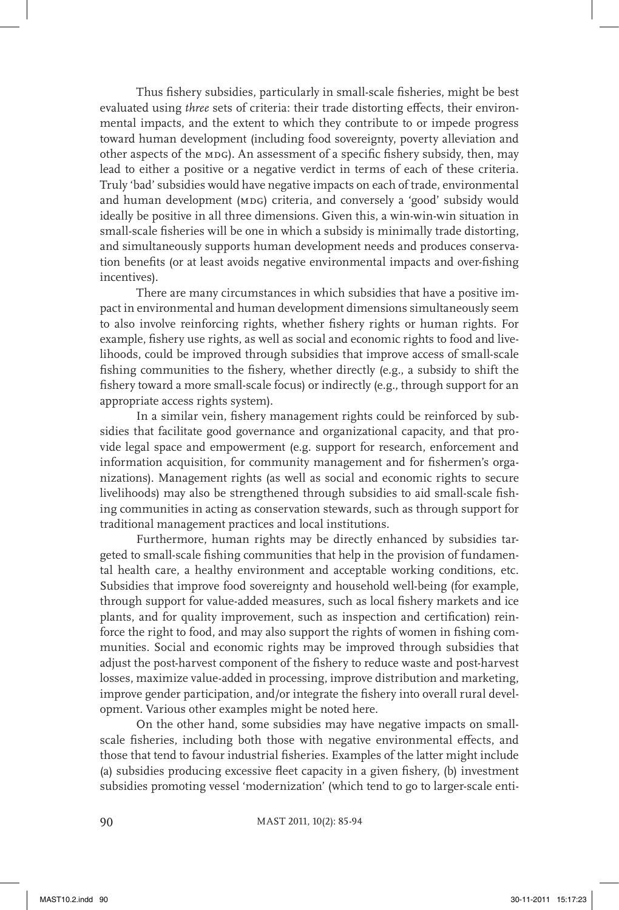Thus fishery subsidies, particularly in small-scale fisheries, might be best evaluated using *three* sets of criteria: their trade distorting effects, their environmental impacts, and the extent to which they contribute to or impede progress toward human development (including food sovereignty, poverty alleviation and other aspects of the MDG). An assessment of a specific fishery subsidy, then, may lead to either a positive or a negative verdict in terms of each of these criteria. Truly 'bad' subsidies would have negative impacts on each of trade, environmental and human development (MDG) criteria, and conversely a 'good' subsidy would ideally be positive in all three dimensions. Given this, a win-win-win situation in small-scale fisheries will be one in which a subsidy is minimally trade distorting, and simultaneously supports human development needs and produces conservation benefits (or at least avoids negative environmental impacts and over-fishing incentives).

There are many circumstances in which subsidies that have a positive impact in environmental and human development dimensions simultaneously seem to also involve reinforcing rights, whether fishery rights or human rights. For example, fishery use rights, as well as social and economic rights to food and livelihoods, could be improved through subsidies that improve access of small-scale fishing communities to the fishery, whether directly (e.g., a subsidy to shift the fishery toward a more small-scale focus) or indirectly (e.g., through support for an appropriate access rights system).

In a similar vein, fishery management rights could be reinforced by subsidies that facilitate good governance and organizational capacity, and that provide legal space and empowerment (e.g. support for research, enforcement and information acquisition, for community management and for fishermen's organizations). Management rights (as well as social and economic rights to secure livelihoods) may also be strengthened through subsidies to aid small-scale fishing communities in acting as conservation stewards, such as through support for traditional management practices and local institutions.

Furthermore, human rights may be directly enhanced by subsidies targeted to small-scale fishing communities that help in the provision of fundamental health care, a healthy environment and acceptable working conditions, etc. Subsidies that improve food sovereignty and household well-being (for example, through support for value-added measures, such as local fishery markets and ice plants, and for quality improvement, such as inspection and certification) reinforce the right to food, and may also support the rights of women in fishing communities. Social and economic rights may be improved through subsidies that adjust the post-harvest component of the fishery to reduce waste and post-harvest losses, maximize value-added in processing, improve distribution and marketing, improve gender participation, and/or integrate the fishery into overall rural development. Various other examples might be noted here.

On the other hand, some subsidies may have negative impacts on small-scale fisheries, including both those with negative environmental effects, and those that tend to favour industrial fisheries. Examples of the latter might include (a) subsidies producing excessive fleet capacity in a given fishery, (b) investment subsidies promoting vessel 'modernization' (which tend to go to larger-scale enti-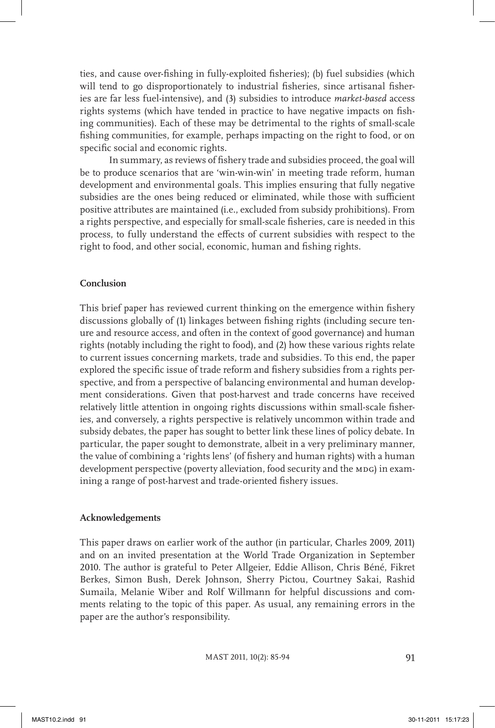ties, and cause over-fishing in fully-exploited fisheries); (b) fuel subsidies (which will tend to go disproportionately to industrial fisheries, since artisanal fisheries are far less fuel-intensive), and (3) subsidies to introduce *market-based* access rights systems (which have tended in practice to have negative impacts on fishing communities). Each of these may be detrimental to the rights of small-scale fishing communities, for example, perhaps impacting on the right to food, or on specific social and economic rights.

In summary, as reviews of fishery trade and subsidies proceed, the goal will be to produce scenarios that are 'win-win-win' in meeting trade reform, human development and environmental goals. This implies ensuring that fully negative subsidies are the ones being reduced or eliminated, while those with sufficient positive attributes are maintained (i.e., excluded from subsidy prohibitions). From a rights perspective, and especially for small-scale fisheries, care is needed in this process, to fully understand the effects of current subsidies with respect to the right to food, and other social, economic, human and fishing rights.

## Conclusion

This brief paper has reviewed current thinking on the emergence within fishery discussions globally of (1) linkages between fishing rights (including secure tenure and resource access, and often in the context of good governance) and human rights (notably including the right to food), and (2) how these various rights relate to current issues concerning markets, trade and subsidies. To this end, the paper explored the specific issue of trade reform and fishery subsidies from a rights perspective, and from a perspective of balancing environmental and human development considerations. Given that post-harvest and trade concerns have received relatively little attention in ongoing rights discussions within small-scale fisheries, and conversely, a rights perspective is relatively uncommon within trade and subsidy debates, the paper has sought to better link these lines of policy debate. In particular, the paper sought to demonstrate, albeit in a very preliminary manner, the value of combining a 'rights lens' (of fishery and human rights) with a human development perspective (poverty alleviation, food security and the MDG) in examining a range of post-harvest and trade-oriented fishery issues.

## Acknowledgements

This paper draws on earlier work of the author (in particular, Charles 2009, 2011) and on an invited presentation at the World Trade Organization in September 2010. The author is grateful to Peter Allgeier, Eddie Allison, Chris Béné, Fikret Berkes, Simon Bush, Derek Johnson, Sherry Pictou, Courtney Sakai, Rashid Sumaila, Melanie Wiber and Rolf Willmann for helpful discussions and comments relating to the topic of this paper. As usual, any remaining errors in the paper are the author's responsibility.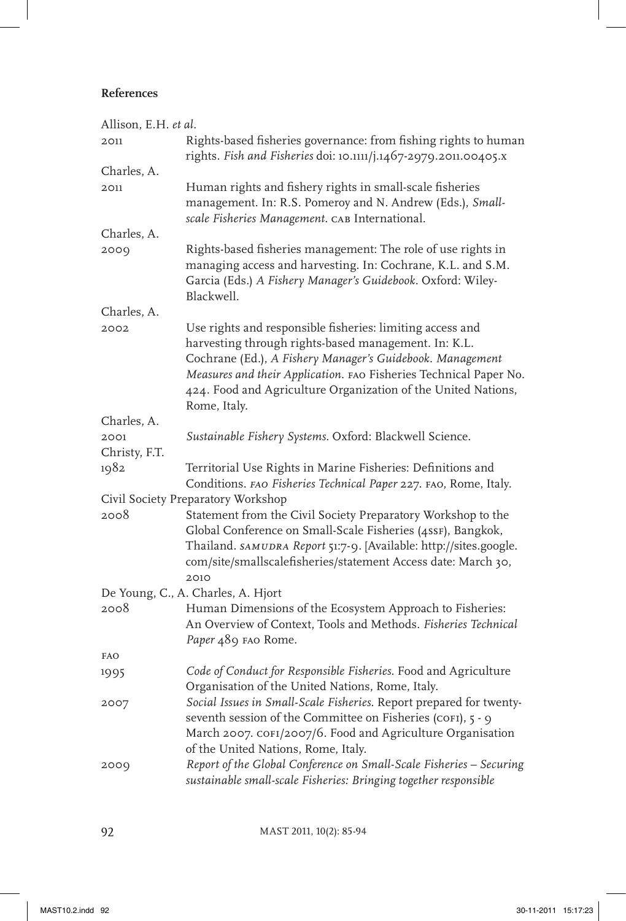## References

Allison, E.H. *et al.*
2011 Rights-based fisheries governance: from fishing rights to human rights. *Fish and Fisheries* doi: 10.1111/j.1467-2979.2011.00405.x

Charles, A.
2011 Human rights and fishery rights in small-scale fisheries management. In: R.S. Pomeroy and N. Andrew (Eds.), *Small-scale Fisheries Management*. CAB International.

Charles, A.
2009 Rights-based fisheries management: The role of use rights in managing access and harvesting. In: Cochrane, K.L. and S.M. Garcia (Eds.) *A Fishery Manager's Guidebook*. Oxford: Wiley-Blackwell.

Charles, A.
2002 Use rights and responsible fisheries: limiting access and harvesting through rights-based management. In: K.L. Cochrane (Ed.), *A Fishery Manager's Guidebook. Management Measures and their Application.* FAO Fisheries Technical Paper No. 424. Food and Agriculture Organization of the United Nations, Rome, Italy.

Charles, A.
2001 *Sustainable Fishery Systems*. Oxford: Blackwell Science.

Christy, F.T.
1982 Territorial Use Rights in Marine Fisheries: Definitions and Conditions. *FAO Fisheries Technical Paper* 227. FAO, Rome, Italy.

Civil Society Preparatory Workshop
2008 Statement from the Civil Society Preparatory Workshop to the Global Conference on Small-Scale Fisheries (4SSF), Bangkok, Thailand. *SAMUDRA Report* 51:7-9. [Available: http://sites.google.com/site/smallscalefisheries/statement Access date: March 30, 2010

De Young, C., A. Charles, A. Hjort
2008 Human Dimensions of the Ecosystem Approach to Fisheries: An Overview of Context, Tools and Methods. *Fisheries Technical Paper* 489 FAO Rome.

FAO
1995 *Code of Conduct for Responsible Fisheries*. Food and Agriculture Organisation of the United Nations, Rome, Italy.
2007 *Social Issues in Small-Scale Fisheries*. Report prepared for twenty-seventh session of the Committee on Fisheries (COFI), 5 - 9 March 2007. COFI/2007/6. Food and Agriculture Organisation of the United Nations, Rome, Italy.
2009 *Report of the Global Conference on Small-Scale Fisheries – Securing sustainable small-scale Fisheries: Bringing together responsible*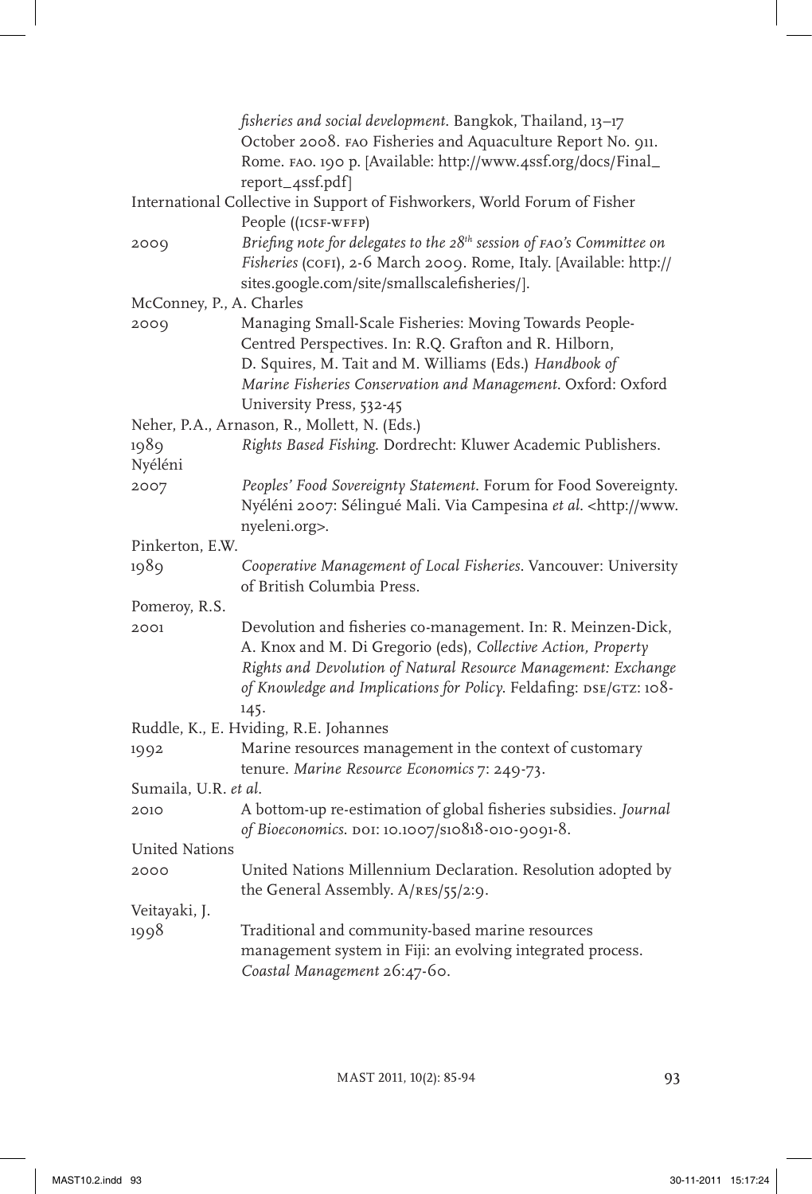*fisheries and social development*. Bangkok, Thailand, 13–17 October 2008. FAO Fisheries and Aquaculture Report No. 911. Rome. FAO. 190 p. [Available: http://www.4ssf.org/docs/Final_report_4ssf.pdf]

International Collective in Support of Fishworkers, World Forum of Fisher People ((ICSF-WFFP)

2009 *Briefing note for delegates to the 28th session of FAO's Committee on Fisheries* (COFI), 2-6 March 2009. Rome, Italy. [Available: http://sites.google.com/site/smallscalefisheries/].

McConney, P., A. Charles

2009 Managing Small-Scale Fisheries: Moving Towards People-Centred Perspectives. In: R.Q. Grafton and R. Hilborn, D. Squires, M. Tait and M. Williams (Eds.) *Handbook of Marine Fisheries Conservation and Management*. Oxford: Oxford University Press, 532-45

Neher, P.A., Arnason, R., Mollett, N. (Eds.)

1989 *Rights Based Fishing*. Dordrecht: Kluwer Academic Publishers.

Nyéléni

2007 *Peoples' Food Sovereignty Statement*. Forum for Food Sovereignty. Nyéléni 2007: Sélingué Mali. Via Campesina *et al*. <http://www.nyeleni.org>.

Pinkerton, E.W.

1989 *Cooperative Management of Local Fisheries*. Vancouver: University of British Columbia Press.

Pomeroy, R.S.

2001 Devolution and fisheries co-management. In: R. Meinzen-Dick, A. Knox and M. Di Gregorio (eds), *Collective Action, Property Rights and Devolution of Natural Resource Management: Exchange of Knowledge and Implications for Policy*. Feldafing: DSE/GTZ: 108-145.

Ruddle, K., E. Hviding, R.E. Johannes

1992 Marine resources management in the context of customary tenure. *Marine Resource Economics* 7: 249-73.

Sumaila, U.R. *et al*.

2010 A bottom-up re-estimation of global fisheries subsidies. *Journal of Bioeconomics*. DOI: 10.1007/s10818-010-9091-8.

United Nations

2000 United Nations Millennium Declaration. Resolution adopted by the General Assembly. A/RES/55/2:9.

Veitayaki, J.

1998 Traditional and community-based marine resources management system in Fiji: an evolving integrated process. *Coastal Management* 26:47-60.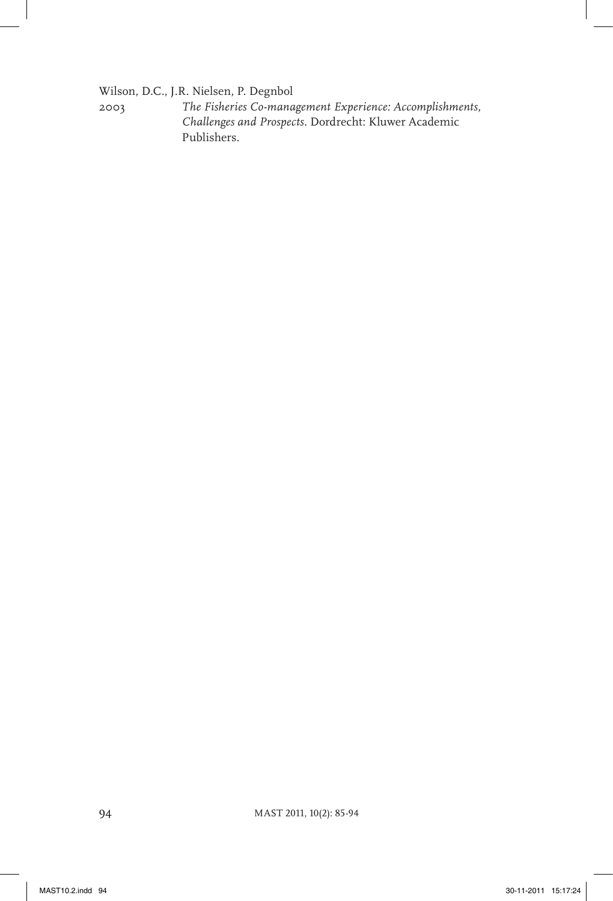Wilson, D.C., J.R. Nielsen, P. Degnbol
2003 *The Fisheries Co-management Experience: Accomplishments, Challenges and Prospects*. Dordrecht: Kluwer Academic Publishers.